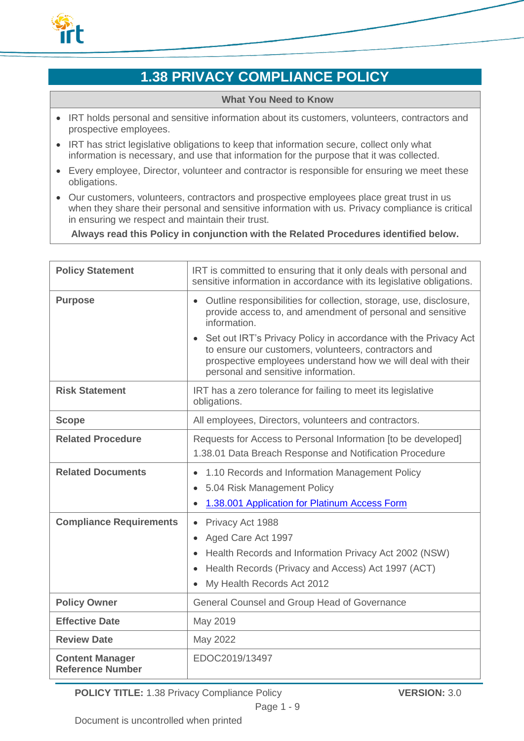# 1.38 PRIVACY COMPLIANCE POLICY

| What You Need to Know |
| --- |
| • IRT holds personal and sensitive information about its customers, volunteers, contractors and prospective employees.<br>• IRT has strict legislative obligations to keep that information secure, collect only what information is necessary, and use that information for the purpose that it was collected.<br>• Every employee, Director, volunteer and contractor is responsible for ensuring we meet these obligations.<br>• Our customers, volunteers, contractors and prospective employees place great trust in us when they share their personal and sensitive information with us. Privacy compliance is critical in ensuring we respect and maintain their trust.<br>**Always read this Policy in conjunction with the Related Procedures identified below.** |

| | |
| --- | --- |
| **Policy Statement** | IRT is committed to ensuring that it only deals with personal and sensitive information in accordance with its legislative obligations. |
| **Purpose** | • Outline responsibilities for collection, storage, use, disclosure, provide access to, and amendment of personal and sensitive information.<br>• Set out IRT's Privacy Policy in accordance with the Privacy Act to ensure our customers, volunteers, contractors and prospective employees understand how we will deal with their personal and sensitive information. |
| **Risk Statement** | IRT has a zero tolerance for failing to meet its legislative obligations. |
| **Scope** | All employees, Directors, volunteers and contractors. |
| **Related Procedure** | Requests for Access to Personal Information [to be developed]<br>1.38.01 Data Breach Response and Notification Procedure |
| **Related Documents** | • 1.10 Records and Information Management Policy<br>• 5.04 Risk Management Policy<br>• 1.38.001 Application for Platinum Access Form |
| **Compliance Requirements** | • Privacy Act 1988<br>• Aged Care Act 1997<br>• Health Records and Information Privacy Act 2002 (NSW)<br>• Health Records (Privacy and Access) Act 1997 (ACT)<br>• My Health Records Act 2012 |
| **Policy Owner** | General Counsel and Group Head of Governance |
| **Effective Date** | May 2019 |
| **Review Date** | May 2022 |
| **Content Manager Reference Number** | EDOC2019/13497 |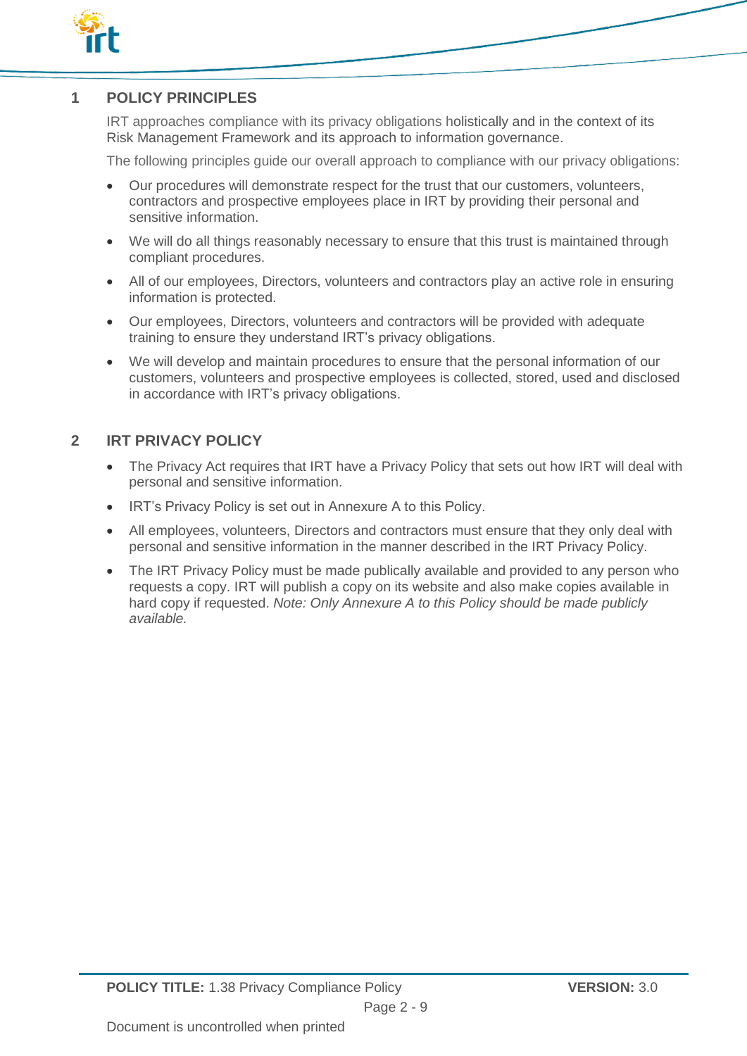## 1 POLICY PRINCIPLES

IRT approaches compliance with its privacy obligations holistically and in the context of its Risk Management Framework and its approach to information governance.

The following principles guide our overall approach to compliance with our privacy obligations:

- Our procedures will demonstrate respect for the trust that our customers, volunteers, contractors and prospective employees place in IRT by providing their personal and sensitive information.
- We will do all things reasonably necessary to ensure that this trust is maintained through compliant procedures.
- All of our employees, Directors, volunteers and contractors play an active role in ensuring information is protected.
- Our employees, Directors, volunteers and contractors will be provided with adequate training to ensure they understand IRT's privacy obligations.
- We will develop and maintain procedures to ensure that the personal information of our customers, volunteers and prospective employees is collected, stored, used and disclosed in accordance with IRT's privacy obligations.

## 2 IRT PRIVACY POLICY

- The Privacy Act requires that IRT have a Privacy Policy that sets out how IRT will deal with personal and sensitive information.
- IRT's Privacy Policy is set out in Annexure A to this Policy.
- All employees, volunteers, Directors and contractors must ensure that they only deal with personal and sensitive information in the manner described in the IRT Privacy Policy.
- The IRT Privacy Policy must be made publically available and provided to any person who requests a copy. IRT will publish a copy on its website and also make copies available in hard copy if requested. *Note: Only Annexure A to this Policy should be made publicly available.*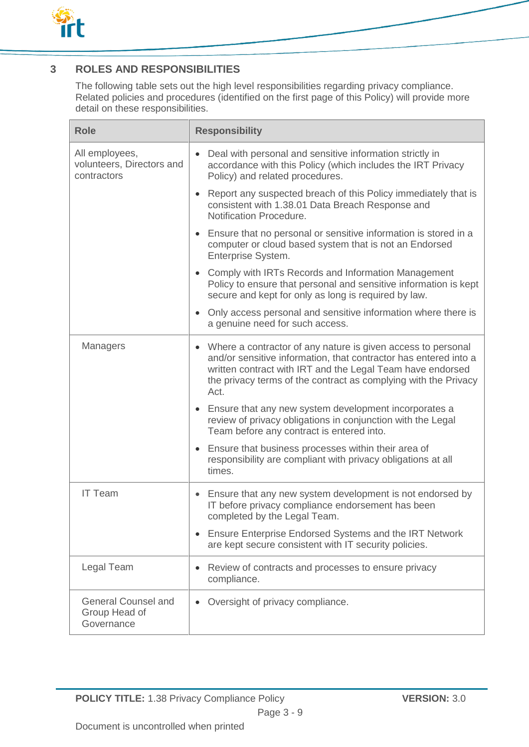## 3 ROLES AND RESPONSIBILITIES

The following table sets out the high level responsibilities regarding privacy compliance. Related policies and procedures (identified on the first page of this Policy) will provide more detail on these responsibilities.

| Role | Responsibility |
|---|---|
| All employees, volunteers, Directors and contractors | • Deal with personal and sensitive information strictly in accordance with this Policy (which includes the IRT Privacy Policy) and related procedures.<br>• Report any suspected breach of this Policy immediately that is consistent with 1.38.01 Data Breach Response and Notification Procedure.<br>• Ensure that no personal or sensitive information is stored in a computer or cloud based system that is not an Endorsed Enterprise System.<br>• Comply with IRTs Records and Information Management Policy to ensure that personal and sensitive information is kept secure and kept for only as long is required by law.<br>• Only access personal and sensitive information where there is a genuine need for such access. |
| Managers | • Where a contractor of any nature is given access to personal and/or sensitive information, that contractor has entered into a written contract with IRT and the Legal Team have endorsed the privacy terms of the contract as complying with the Privacy Act.<br>• Ensure that any new system development incorporates a review of privacy obligations in conjunction with the Legal Team before any contract is entered into.<br>• Ensure that business processes within their area of responsibility are compliant with privacy obligations at all times. |
| IT Team | • Ensure that any new system development is not endorsed by IT before privacy compliance endorsement has been completed by the Legal Team.<br>• Ensure Enterprise Endorsed Systems and the IRT Network are kept secure consistent with IT security policies. |
| Legal Team | • Review of contracts and processes to ensure privacy compliance. |
| General Counsel and Group Head of Governance | • Oversight of privacy compliance. |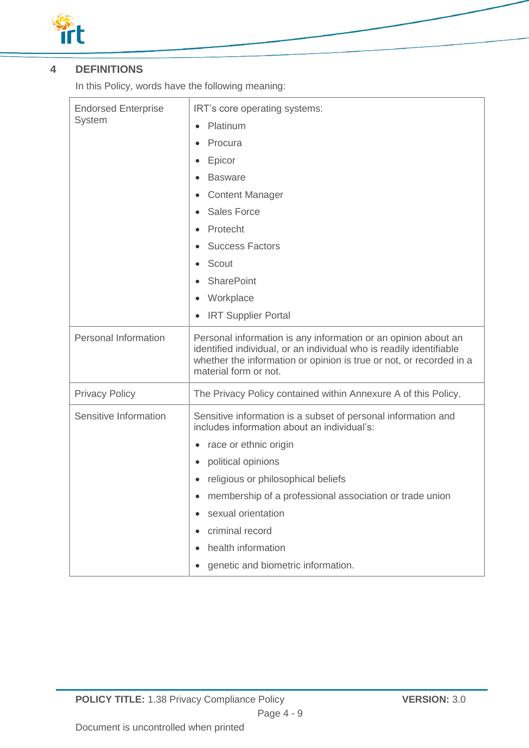## 4 DEFINITIONS

In this Policy, words have the following meaning:

| Term | Meaning |
| --- | --- |
| Endorsed Enterprise System | IRT's core operating systems:<br>• Platinum<br>• Procura<br>• Epicor<br>• Basware<br>• Content Manager<br>• Sales Force<br>• Protecht<br>• Success Factors<br>• Scout<br>• SharePoint<br>• Workplace<br>• IRT Supplier Portal |
| Personal Information | Personal information is any information or an opinion about an identified individual, or an individual who is readily identifiable whether the information or opinion is true or not, or recorded in a material form or not. |
| Privacy Policy | The Privacy Policy contained within Annexure A of this Policy. |
| Sensitive Information | Sensitive information is a subset of personal information and includes information about an individual's:<br>• race or ethnic origin<br>• political opinions<br>• religious or philosophical beliefs<br>• membership of a professional association or trade union<br>• sexual orientation<br>• criminal record<br>• health information<br>• genetic and biometric information. |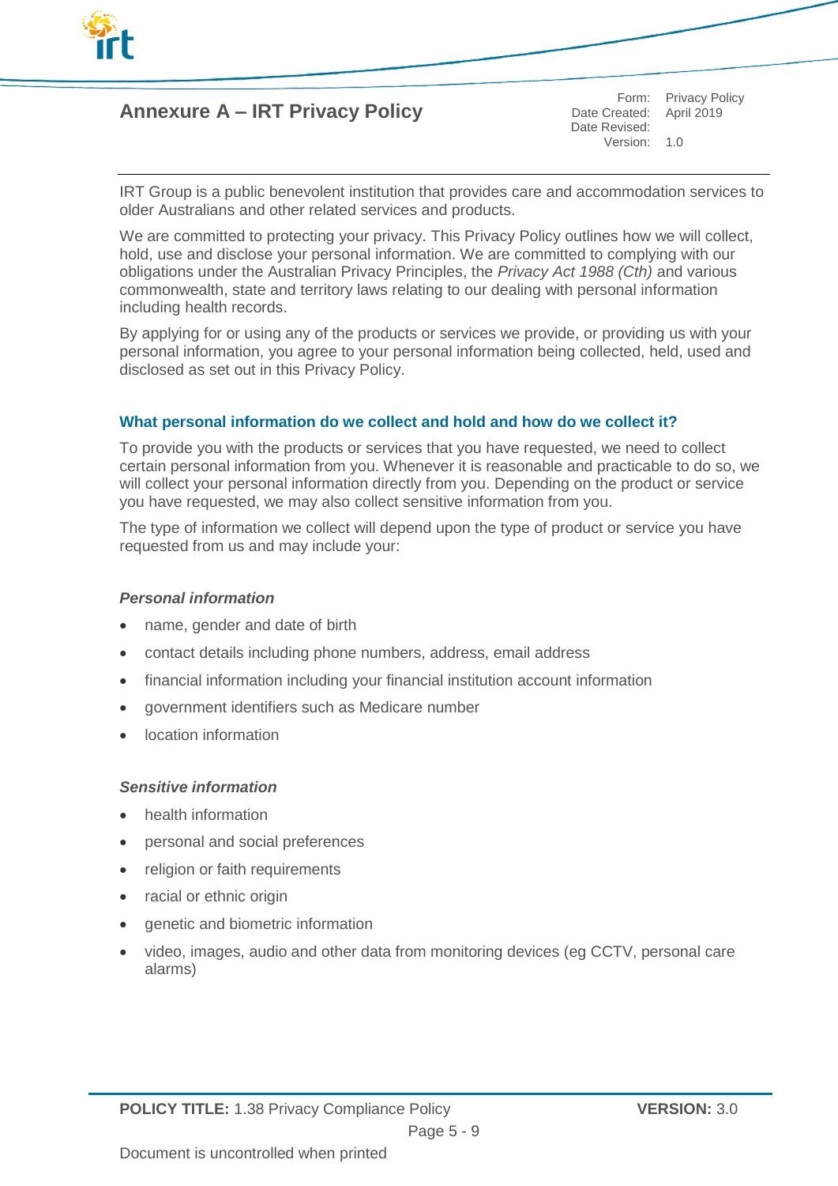## Annexure A – IRT Privacy Policy

| Form: | Privacy Policy |
|---|---|
| Date Created: | April 2019 |
| Date Revised: | |
| Version: | 1.0 |

IRT Group is a public benevolent institution that provides care and accommodation services to older Australians and other related services and products.

We are committed to protecting your privacy. This Privacy Policy outlines how we will collect, hold, use and disclose your personal information. We are committed to complying with our obligations under the Australian Privacy Principles, the *Privacy Act 1988 (Cth)* and various commonwealth, state and territory laws relating to our dealing with personal information including health records.

By applying for or using any of the products or services we provide, or providing us with your personal information, you agree to your personal information being collected, held, used and disclosed as set out in this Privacy Policy.

### What personal information do we collect and hold and how do we collect it?

To provide you with the products or services that you have requested, we need to collect certain personal information from you. Whenever it is reasonable and practicable to do so, we will collect your personal information directly from you. Depending on the product or service you have requested, we may also collect sensitive information from you.

The type of information we collect will depend upon the type of product or service you have requested from us and may include your:

#### *Personal information*

- name, gender and date of birth
- contact details including phone numbers, address, email address
- financial information including your financial institution account information
- government identifiers such as Medicare number
- location information

#### *Sensitive information*

- health information
- personal and social preferences
- religion or faith requirements
- racial or ethnic origin
- genetic and biometric information
- video, images, audio and other data from monitoring devices (eg CCTV, personal care alarms)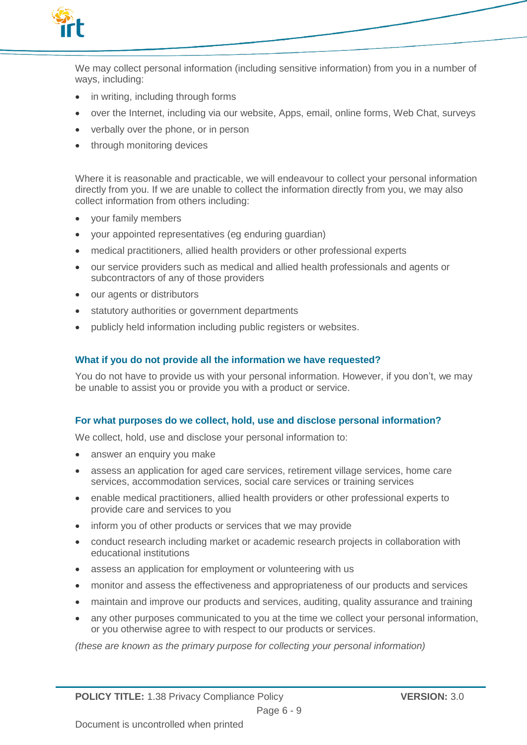We may collect personal information (including sensitive information) from you in a number of ways, including:

- in writing, including through forms
- over the Internet, including via our website, Apps, email, online forms, Web Chat, surveys
- verbally over the phone, or in person
- through monitoring devices

Where it is reasonable and practicable, we will endeavour to collect your personal information directly from you. If we are unable to collect the information directly from you, we may also collect information from others including:

- your family members
- your appointed representatives (eg enduring guardian)
- medical practitioners, allied health providers or other professional experts
- our service providers such as medical and allied health professionals and agents or subcontractors of any of those providers
- our agents or distributors
- statutory authorities or government departments
- publicly held information including public registers or websites.

### What if you do not provide all the information we have requested?

You do not have to provide us with your personal information. However, if you don't, we may be unable to assist you or provide you with a product or service.

### For what purposes do we collect, hold, use and disclose personal information?

We collect, hold, use and disclose your personal information to:

- answer an enquiry you make
- assess an application for aged care services, retirement village services, home care services, accommodation services, social care services or training services
- enable medical practitioners, allied health providers or other professional experts to provide care and services to you
- inform you of other products or services that we may provide
- conduct research including market or academic research projects in collaboration with educational institutions
- assess an application for employment or volunteering with us
- monitor and assess the effectiveness and appropriateness of our products and services
- maintain and improve our products and services, auditing, quality assurance and training
- any other purposes communicated to you at the time we collect your personal information, or you otherwise agree to with respect to our products or services.

*(these are known as the primary purpose for collecting your personal information)*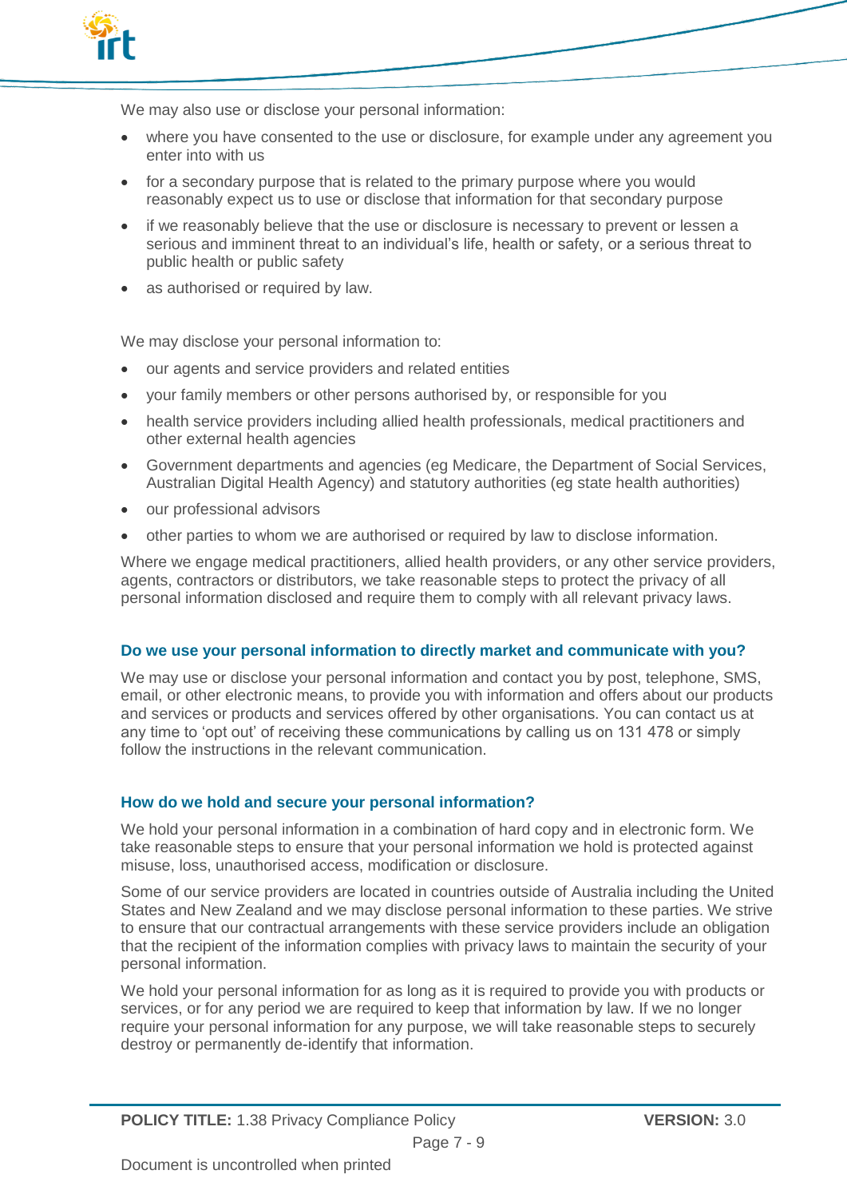We may also use or disclose your personal information:

- where you have consented to the use or disclosure, for example under any agreement you enter into with us
- for a secondary purpose that is related to the primary purpose where you would reasonably expect us to use or disclose that information for that secondary purpose
- if we reasonably believe that the use or disclosure is necessary to prevent or lessen a serious and imminent threat to an individual's life, health or safety, or a serious threat to public health or public safety
- as authorised or required by law.

We may disclose your personal information to:

- our agents and service providers and related entities
- your family members or other persons authorised by, or responsible for you
- health service providers including allied health professionals, medical practitioners and other external health agencies
- Government departments and agencies (eg Medicare, the Department of Social Services, Australian Digital Health Agency) and statutory authorities (eg state health authorities)
- our professional advisors
- other parties to whom we are authorised or required by law to disclose information.

Where we engage medical practitioners, allied health providers, or any other service providers, agents, contractors or distributors, we take reasonable steps to protect the privacy of all personal information disclosed and require them to comply with all relevant privacy laws.

### Do we use your personal information to directly market and communicate with you?

We may use or disclose your personal information and contact you by post, telephone, SMS, email, or other electronic means, to provide you with information and offers about our products and services or products and services offered by other organisations. You can contact us at any time to 'opt out' of receiving these communications by calling us on 131 478 or simply follow the instructions in the relevant communication.

### How do we hold and secure your personal information?

We hold your personal information in a combination of hard copy and in electronic form. We take reasonable steps to ensure that your personal information we hold is protected against misuse, loss, unauthorised access, modification or disclosure.

Some of our service providers are located in countries outside of Australia including the United States and New Zealand and we may disclose personal information to these parties. We strive to ensure that our contractual arrangements with these service providers include an obligation that the recipient of the information complies with privacy laws to maintain the security of your personal information.

We hold your personal information for as long as it is required to provide you with products or services, or for any period we are required to keep that information by law. If we no longer require your personal information for any purpose, we will take reasonable steps to securely destroy or permanently de-identify that information.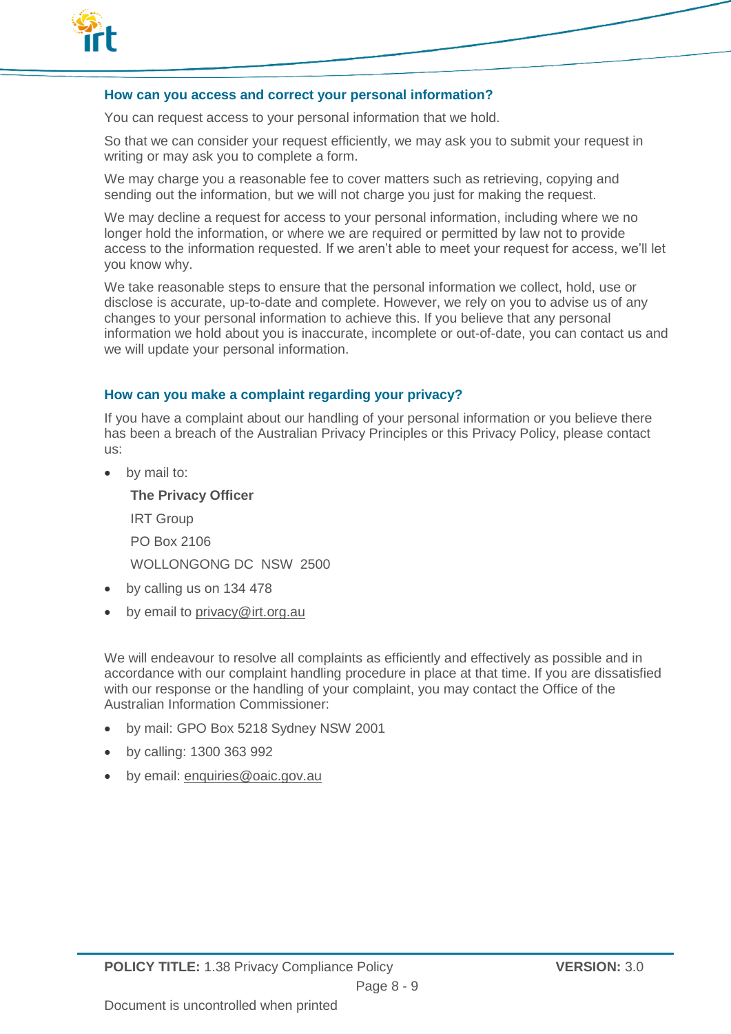### How can you access and correct your personal information?

You can request access to your personal information that we hold.

So that we can consider your request efficiently, we may ask you to submit your request in writing or may ask you to complete a form.

We may charge you a reasonable fee to cover matters such as retrieving, copying and sending out the information, but we will not charge you just for making the request.

We may decline a request for access to your personal information, including where we no longer hold the information, or where we are required or permitted by law not to provide access to the information requested. If we aren't able to meet your request for access, we'll let you know why.

We take reasonable steps to ensure that the personal information we collect, hold, use or disclose is accurate, up-to-date and complete. However, we rely on you to advise us of any changes to your personal information to achieve this. If you believe that any personal information we hold about you is inaccurate, incomplete or out-of-date, you can contact us and we will update your personal information.

### How can you make a complaint regarding your privacy?

If you have a complaint about our handling of your personal information or you believe there has been a breach of the Australian Privacy Principles or this Privacy Policy, please contact us:

- by mail to:

  **The Privacy Officer**

  IRT Group

  PO Box 2106

  WOLLONGONG DC NSW 2500
- by calling us on 134 478
- by email to privacy@irt.org.au

We will endeavour to resolve all complaints as efficiently and effectively as possible and in accordance with our complaint handling procedure in place at that time. If you are dissatisfied with our response or the handling of your complaint, you may contact the Office of the Australian Information Commissioner:

- by mail: GPO Box 5218 Sydney NSW 2001
- by calling: 1300 363 992
- by email: enquiries@oaic.gov.au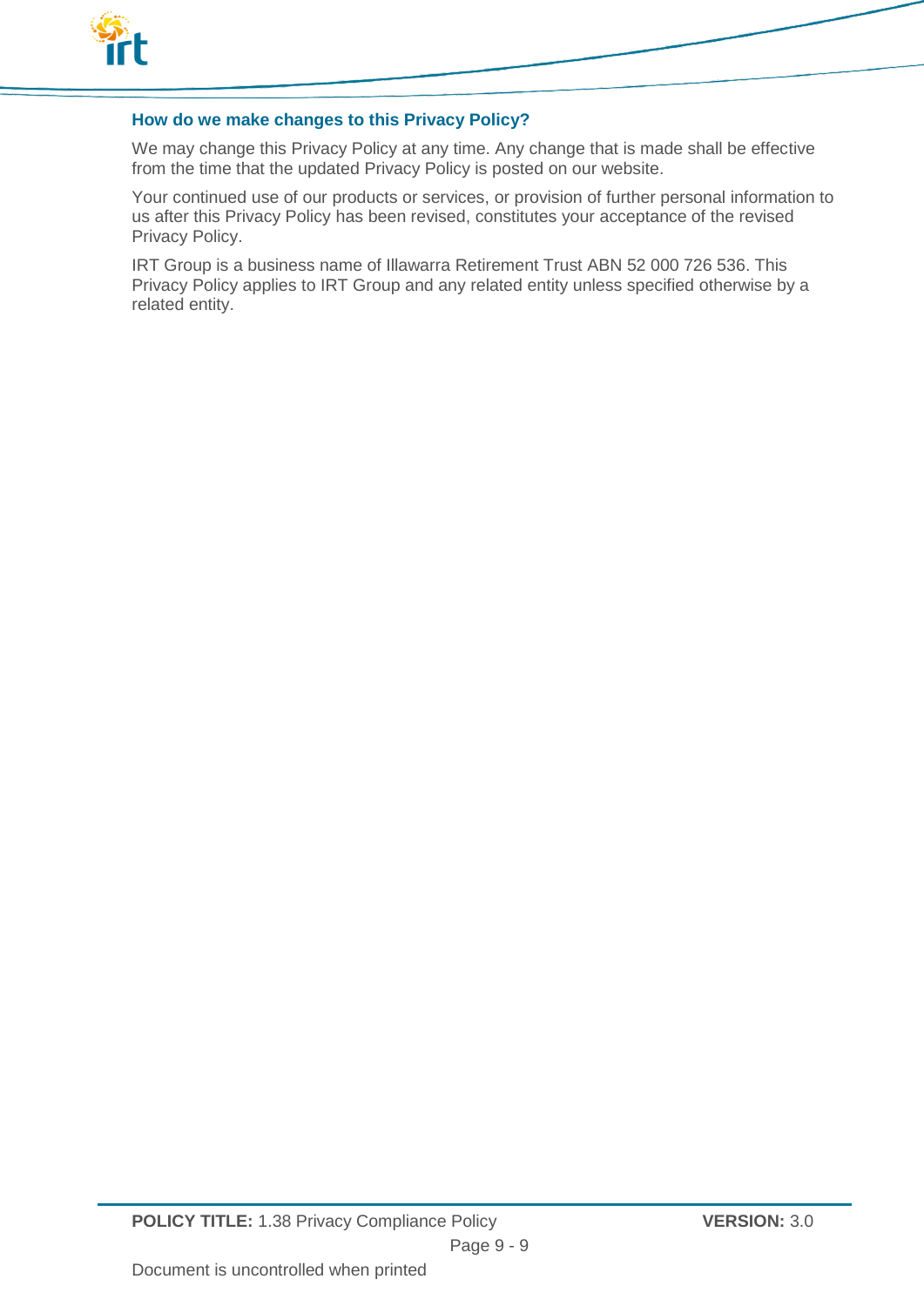### How do we make changes to this Privacy Policy?

We may change this Privacy Policy at any time. Any change that is made shall be effective from the time that the updated Privacy Policy is posted on our website.

Your continued use of our products or services, or provision of further personal information to us after this Privacy Policy has been revised, constitutes your acceptance of the revised Privacy Policy.

IRT Group is a business name of Illawarra Retirement Trust ABN 52 000 726 536. This Privacy Policy applies to IRT Group and any related entity unless specified otherwise by a related entity.